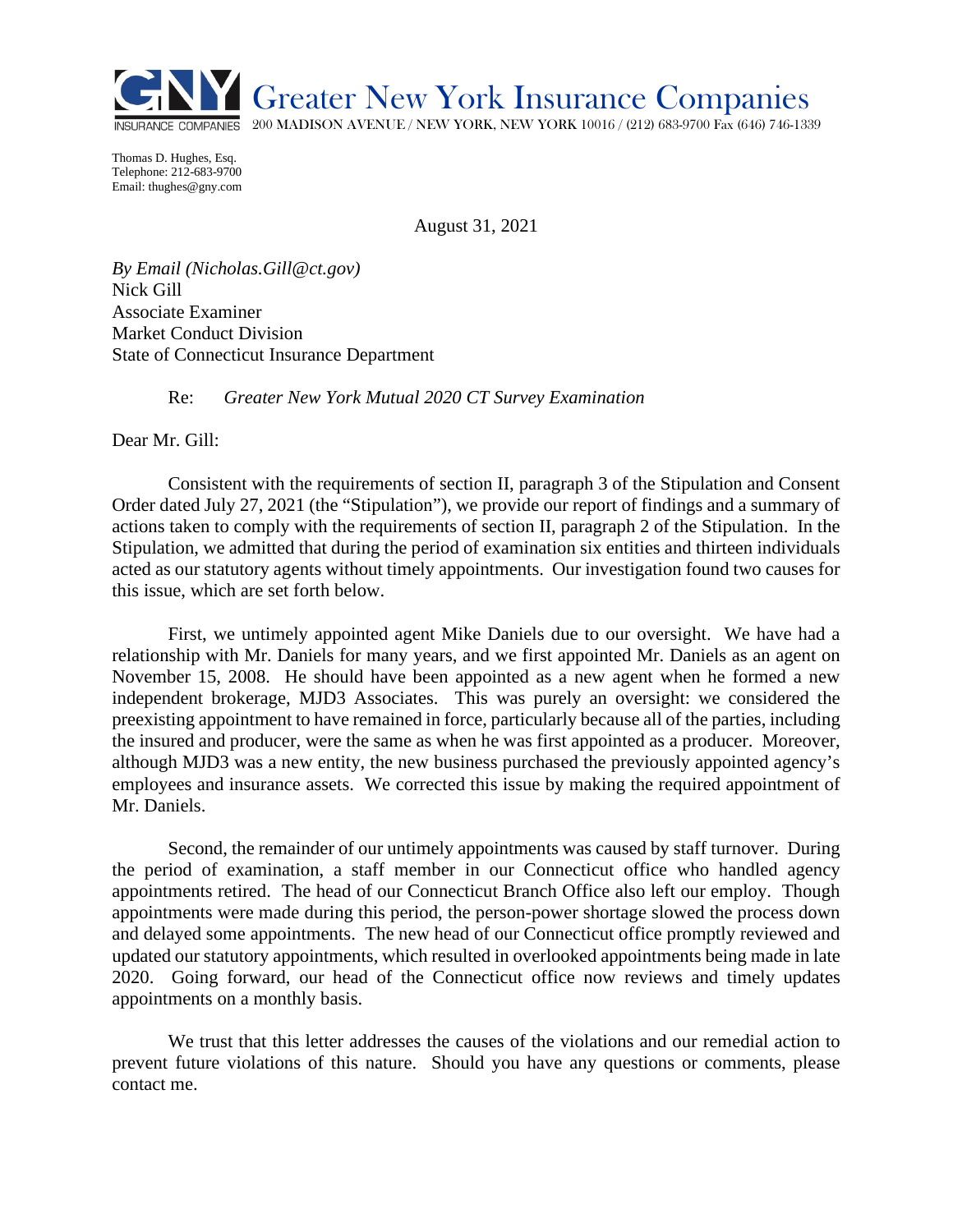**GNY** Greater New York Insurance Companies
INSURANCE COMPANIES 200 MADISON AVENUE / NEW YORK, NEW YORK 10016 / (212) 683-9700 Fax (646) 746-1339

Thomas D. Hughes, Esq.
Telephone: 212-683-9700
Email: thughes@gny.com

August 31, 2021

*By Email (Nicholas.Gill@ct.gov)*
Nick Gill
Associate Examiner
Market Conduct Division
State of Connecticut Insurance Department

Re: *Greater New York Mutual 2020 CT Survey Examination*

Dear Mr. Gill:

Consistent with the requirements of section II, paragraph 3 of the Stipulation and Consent Order dated July 27, 2021 (the "Stipulation"), we provide our report of findings and a summary of actions taken to comply with the requirements of section II, paragraph 2 of the Stipulation. In the Stipulation, we admitted that during the period of examination six entities and thirteen individuals acted as our statutory agents without timely appointments. Our investigation found two causes for this issue, which are set forth below.

First, we untimely appointed agent Mike Daniels due to our oversight. We have had a relationship with Mr. Daniels for many years, and we first appointed Mr. Daniels as an agent on November 15, 2008. He should have been appointed as a new agent when he formed a new independent brokerage, MJD3 Associates. This was purely an oversight: we considered the preexisting appointment to have remained in force, particularly because all of the parties, including the insured and producer, were the same as when he was first appointed as a producer. Moreover, although MJD3 was a new entity, the new business purchased the previously appointed agency's employees and insurance assets. We corrected this issue by making the required appointment of Mr. Daniels.

Second, the remainder of our untimely appointments was caused by staff turnover. During the period of examination, a staff member in our Connecticut office who handled agency appointments retired. The head of our Connecticut Branch Office also left our employ. Though appointments were made during this period, the person-power shortage slowed the process down and delayed some appointments. The new head of our Connecticut office promptly reviewed and updated our statutory appointments, which resulted in overlooked appointments being made in late 2020. Going forward, our head of the Connecticut office now reviews and timely updates appointments on a monthly basis.

We trust that this letter addresses the causes of the violations and our remedial action to prevent future violations of this nature. Should you have any questions or comments, please contact me.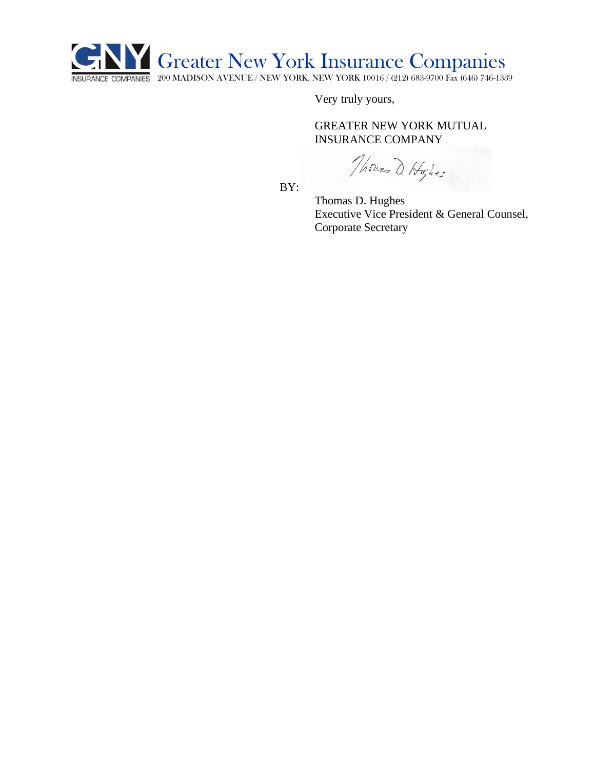Very truly yours,

GREATER NEW YORK MUTUAL
INSURANCE COMPANY

BY:

Thomas D. Hughes
Executive Vice President & General Counsel,
Corporate Secretary